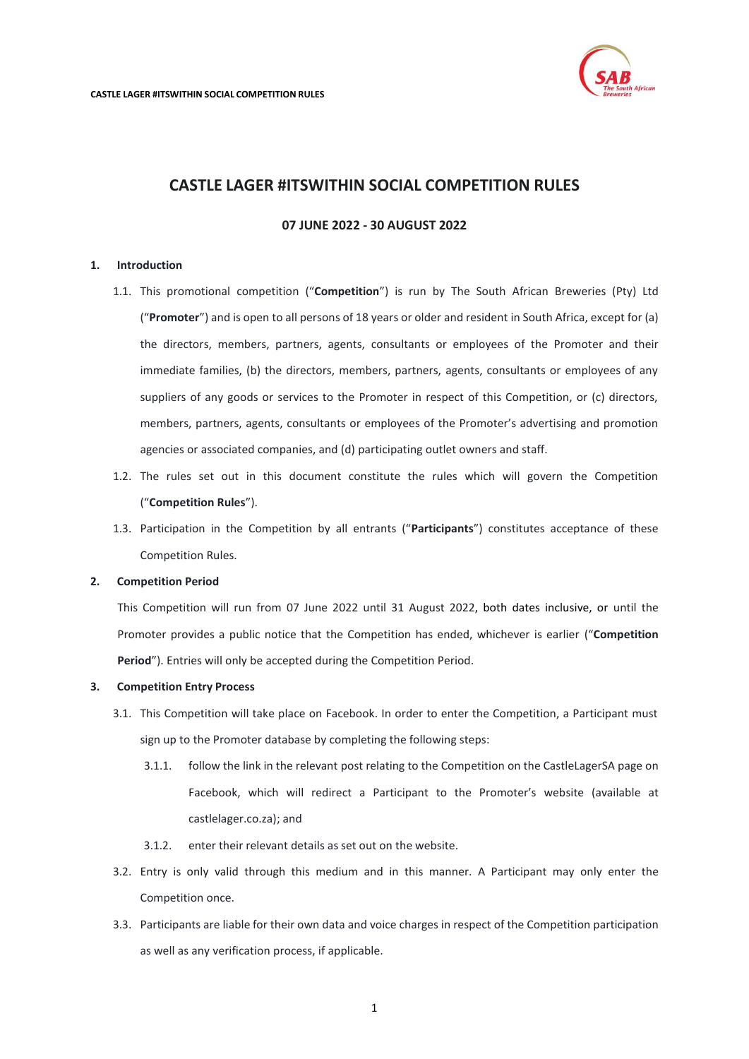# CASTLE LAGER #ITSWITHIN SOCIAL COMPETITION RULES

**07 JUNE 2022 - 30 AUGUST 2022**

## 1. Introduction

1.1. This promotional competition ("**Competition**") is run by The South African Breweries (Pty) Ltd ("**Promoter**") and is open to all persons of 18 years or older and resident in South Africa, except for (a) the directors, members, partners, agents, consultants or employees of the Promoter and their immediate families, (b) the directors, members, partners, agents, consultants or employees of any suppliers of any goods or services to the Promoter in respect of this Competition, or (c) directors, members, partners, agents, consultants or employees of the Promoter's advertising and promotion agencies or associated companies, and (d) participating outlet owners and staff.

1.2. The rules set out in this document constitute the rules which will govern the Competition ("**Competition Rules**").

1.3. Participation in the Competition by all entrants ("**Participants**") constitutes acceptance of these Competition Rules.

## 2. Competition Period

This Competition will run from 07 June 2022 until 31 August 2022, both dates inclusive, or until the Promoter provides a public notice that the Competition has ended, whichever is earlier ("**Competition Period**"). Entries will only be accepted during the Competition Period.

## 3. Competition Entry Process

3.1. This Competition will take place on Facebook. In order to enter the Competition, a Participant must sign up to the Promoter database by completing the following steps:

3.1.1. follow the link in the relevant post relating to the Competition on the CastleLagerSA page on Facebook, which will redirect a Participant to the Promoter's website (available at castlelager.co.za); and

3.1.2. enter their relevant details as set out on the website.

3.2. Entry is only valid through this medium and in this manner. A Participant may only enter the Competition once.

3.3. Participants are liable for their own data and voice charges in respect of the Competition participation as well as any verification process, if applicable.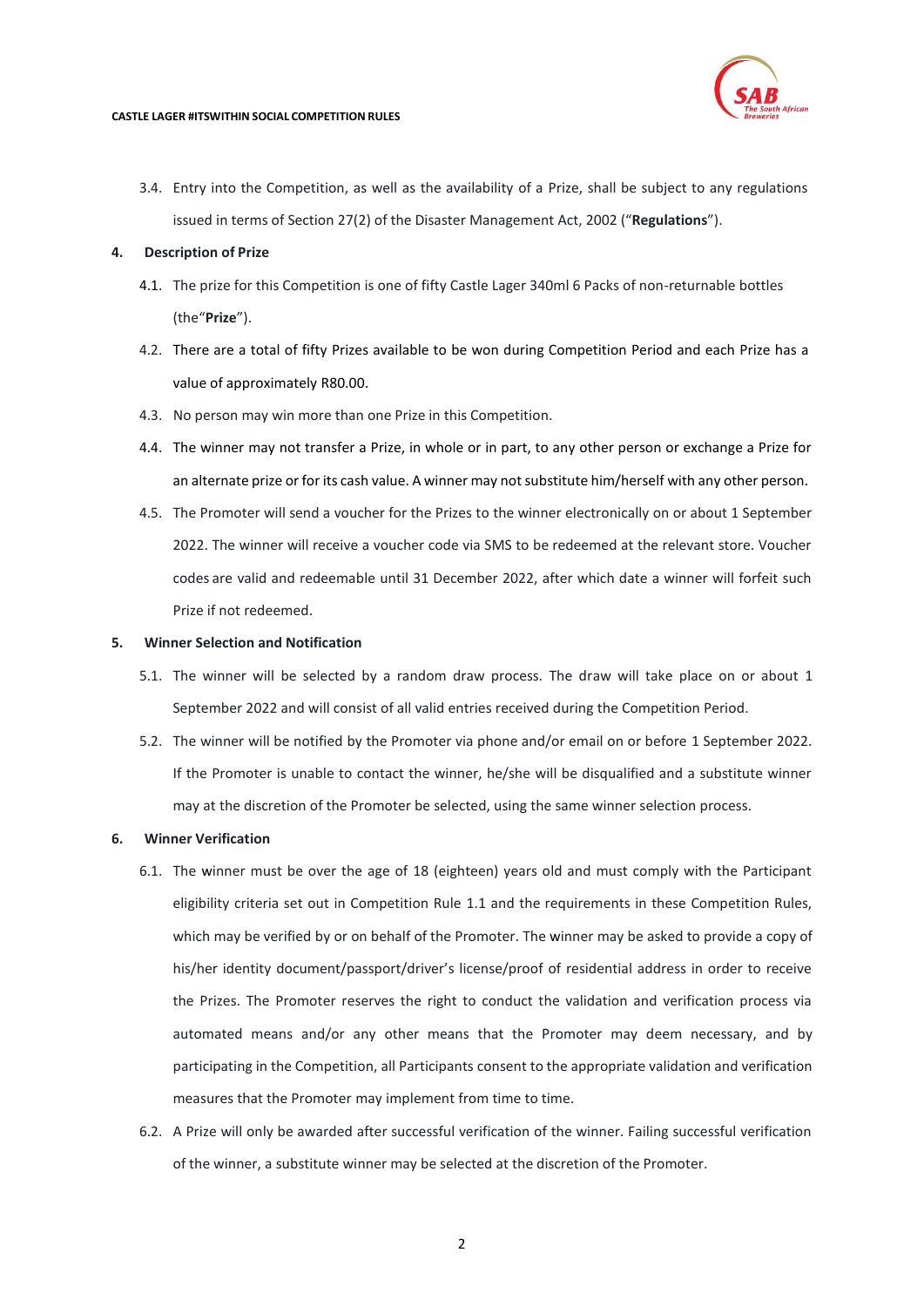3.4. Entry into the Competition, as well as the availability of a Prize, shall be subject to any regulations issued in terms of Section 27(2) of the Disaster Management Act, 2002 ("**Regulations**").

## 4. Description of Prize

4.1. The prize for this Competition is one of fifty Castle Lager 340ml 6 Packs of non-returnable bottles (the"**Prize**").

4.2. There are a total of fifty Prizes available to be won during Competition Period and each Prize has a value of approximately R80.00.

4.3. No person may win more than one Prize in this Competition.

4.4. The winner may not transfer a Prize, in whole or in part, to any other person or exchange a Prize for an alternate prize or for its cash value. A winner may not substitute him/herself with any other person.

4.5. The Promoter will send a voucher for the Prizes to the winner electronically on or about 1 September 2022. The winner will receive a voucher code via SMS to be redeemed at the relevant store. Voucher codes are valid and redeemable until 31 December 2022, after which date a winner will forfeit such Prize if not redeemed.

## 5. Winner Selection and Notification

5.1. The winner will be selected by a random draw process. The draw will take place on or about 1 September 2022 and will consist of all valid entries received during the Competition Period.

5.2. The winner will be notified by the Promoter via phone and/or email on or before 1 September 2022. If the Promoter is unable to contact the winner, he/she will be disqualified and a substitute winner may at the discretion of the Promoter be selected, using the same winner selection process.

## 6. Winner Verification

6.1. The winner must be over the age of 18 (eighteen) years old and must comply with the Participant eligibility criteria set out in Competition Rule 1.1 and the requirements in these Competition Rules, which may be verified by or on behalf of the Promoter. The winner may be asked to provide a copy of his/her identity document/passport/driver's license/proof of residential address in order to receive the Prizes. The Promoter reserves the right to conduct the validation and verification process via automated means and/or any other means that the Promoter may deem necessary, and by participating in the Competition, all Participants consent to the appropriate validation and verification measures that the Promoter may implement from time to time.

6.2. A Prize will only be awarded after successful verification of the winner. Failing successful verification of the winner, a substitute winner may be selected at the discretion of the Promoter.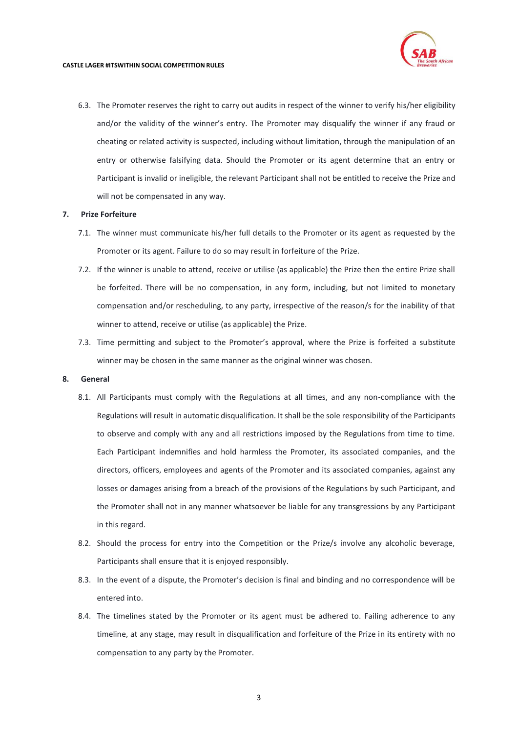6.3. The Promoter reserves the right to carry out audits in respect of the winner to verify his/her eligibility and/or the validity of the winner's entry. The Promoter may disqualify the winner if any fraud or cheating or related activity is suspected, including without limitation, through the manipulation of an entry or otherwise falsifying data. Should the Promoter or its agent determine that an entry or Participant is invalid or ineligible, the relevant Participant shall not be entitled to receive the Prize and will not be compensated in any way.

## 7. Prize Forfeiture

7.1. The winner must communicate his/her full details to the Promoter or its agent as requested by the Promoter or its agent. Failure to do so may result in forfeiture of the Prize.

7.2. If the winner is unable to attend, receive or utilise (as applicable) the Prize then the entire Prize shall be forfeited. There will be no compensation, in any form, including, but not limited to monetary compensation and/or rescheduling, to any party, irrespective of the reason/s for the inability of that winner to attend, receive or utilise (as applicable) the Prize.

7.3. Time permitting and subject to the Promoter's approval, where the Prize is forfeited a substitute winner may be chosen in the same manner as the original winner was chosen.

## 8. General

8.1. All Participants must comply with the Regulations at all times, and any non-compliance with the Regulations will result in automatic disqualification. It shall be the sole responsibility of the Participants to observe and comply with any and all restrictions imposed by the Regulations from time to time. Each Participant indemnifies and hold harmless the Promoter, its associated companies, and the directors, officers, employees and agents of the Promoter and its associated companies, against any losses or damages arising from a breach of the provisions of the Regulations by such Participant, and the Promoter shall not in any manner whatsoever be liable for any transgressions by any Participant in this regard.

8.2. Should the process for entry into the Competition or the Prize/s involve any alcoholic beverage, Participants shall ensure that it is enjoyed responsibly.

8.3. In the event of a dispute, the Promoter's decision is final and binding and no correspondence will be entered into.

8.4. The timelines stated by the Promoter or its agent must be adhered to. Failing adherence to any timeline, at any stage, may result in disqualification and forfeiture of the Prize in its entirety with no compensation to any party by the Promoter.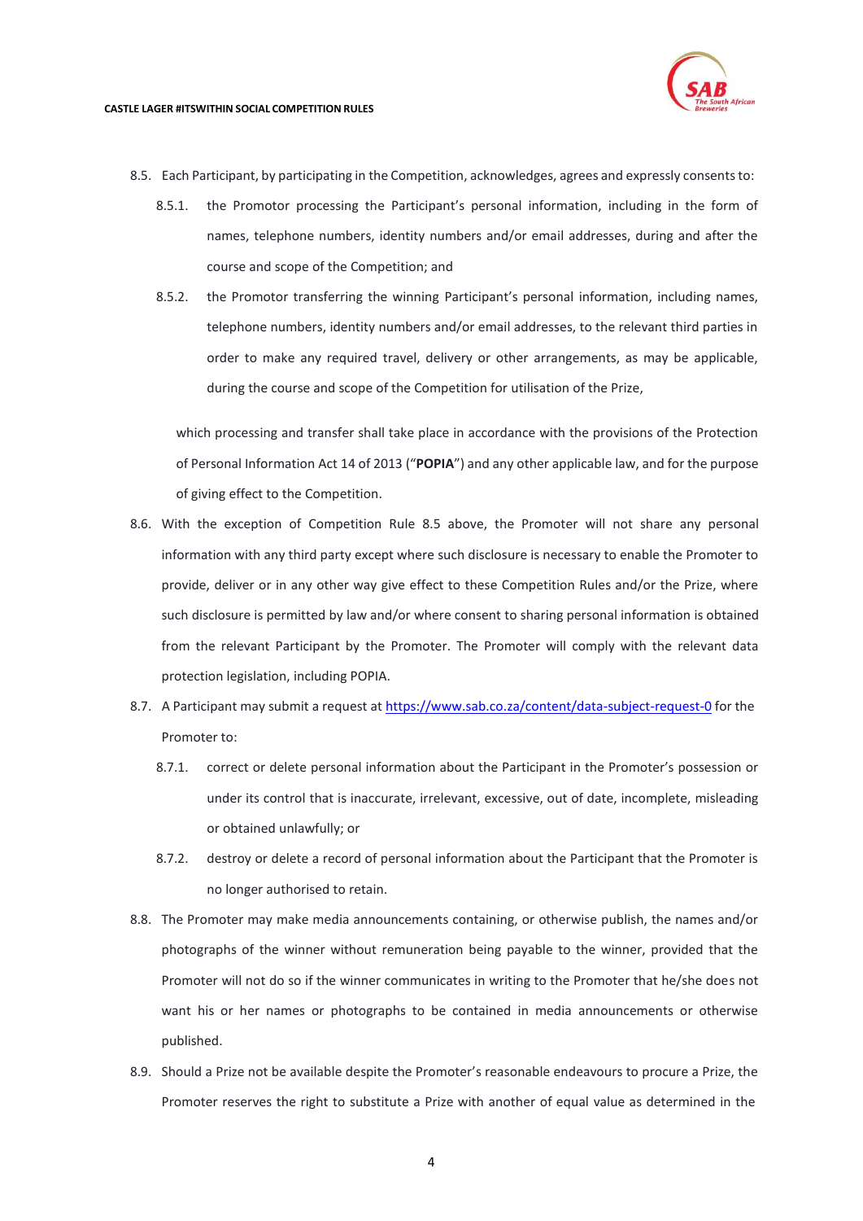8.5. Each Participant, by participating in the Competition, acknowledges, agrees and expressly consents to:

8.5.1. the Promotor processing the Participant's personal information, including in the form of names, telephone numbers, identity numbers and/or email addresses, during and after the course and scope of the Competition; and

8.5.2. the Promotor transferring the winning Participant's personal information, including names, telephone numbers, identity numbers and/or email addresses, to the relevant third parties in order to make any required travel, delivery or other arrangements, as may be applicable, during the course and scope of the Competition for utilisation of the Prize,

which processing and transfer shall take place in accordance with the provisions of the Protection of Personal Information Act 14 of 2013 ("**POPIA**") and any other applicable law, and for the purpose of giving effect to the Competition.

8.6. With the exception of Competition Rule 8.5 above, the Promoter will not share any personal information with any third party except where such disclosure is necessary to enable the Promoter to provide, deliver or in any other way give effect to these Competition Rules and/or the Prize, where such disclosure is permitted by law and/or where consent to sharing personal information is obtained from the relevant Participant by the Promoter. The Promoter will comply with the relevant data protection legislation, including POPIA.

8.7. A Participant may submit a request at https://www.sab.co.za/content/data-subject-request-0 for the Promoter to:

8.7.1. correct or delete personal information about the Participant in the Promoter's possession or under its control that is inaccurate, irrelevant, excessive, out of date, incomplete, misleading or obtained unlawfully; or

8.7.2. destroy or delete a record of personal information about the Participant that the Promoter is no longer authorised to retain.

8.8. The Promoter may make media announcements containing, or otherwise publish, the names and/or photographs of the winner without remuneration being payable to the winner, provided that the Promoter will not do so if the winner communicates in writing to the Promoter that he/she does not want his or her names or photographs to be contained in media announcements or otherwise published.

8.9. Should a Prize not be available despite the Promoter's reasonable endeavours to procure a Prize, the Promoter reserves the right to substitute a Prize with another of equal value as determined in the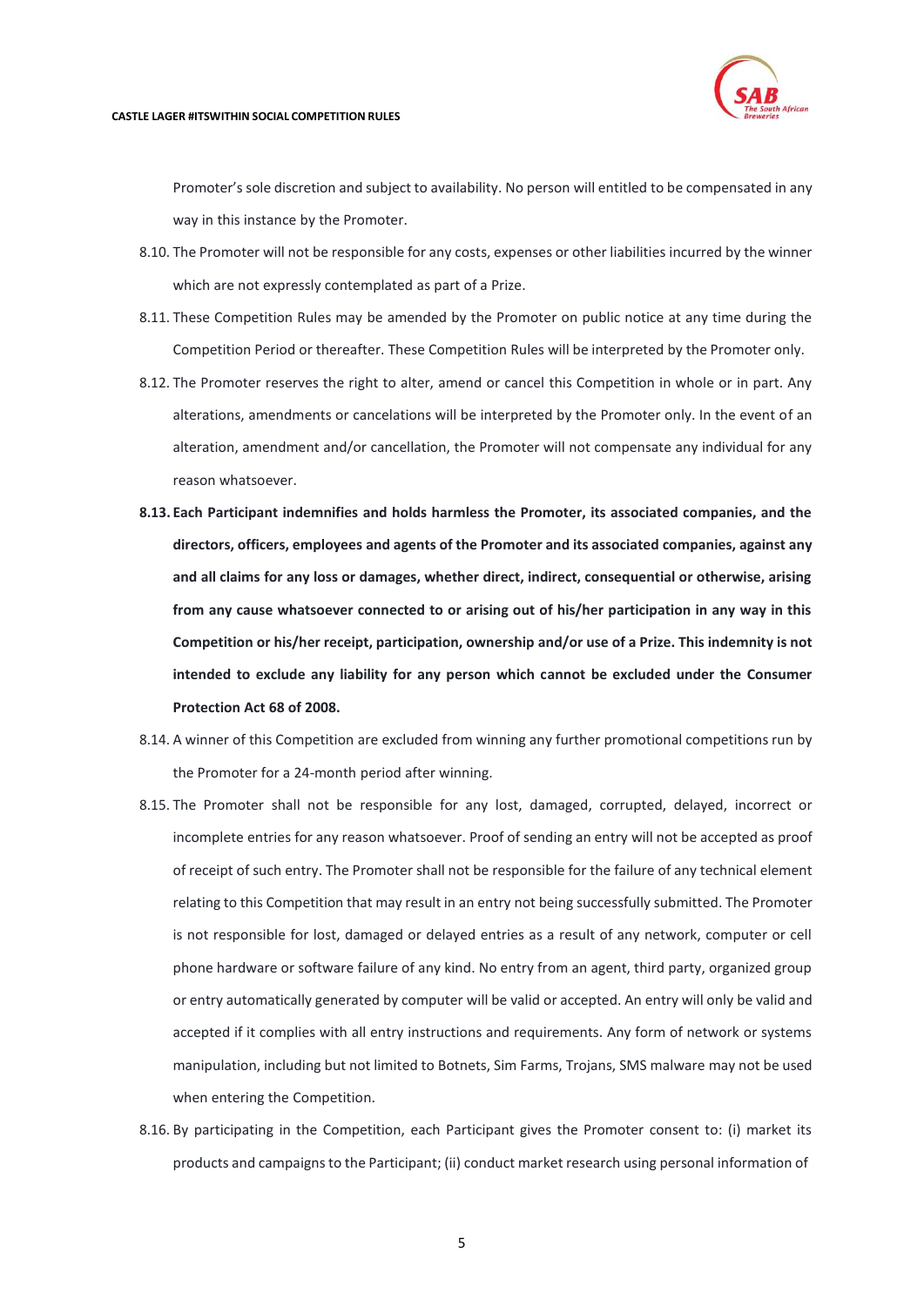Promoter's sole discretion and subject to availability. No person will entitled to be compensated in any way in this instance by the Promoter.

8.10. The Promoter will not be responsible for any costs, expenses or other liabilities incurred by the winner which are not expressly contemplated as part of a Prize.

8.11. These Competition Rules may be amended by the Promoter on public notice at any time during the Competition Period or thereafter. These Competition Rules will be interpreted by the Promoter only.

8.12. The Promoter reserves the right to alter, amend or cancel this Competition in whole or in part. Any alterations, amendments or cancelations will be interpreted by the Promoter only. In the event of an alteration, amendment and/or cancellation, the Promoter will not compensate any individual for any reason whatsoever.

**8.13. Each Participant indemnifies and holds harmless the Promoter, its associated companies, and the directors, officers, employees and agents of the Promoter and its associated companies, against any and all claims for any loss or damages, whether direct, indirect, consequential or otherwise, arising from any cause whatsoever connected to or arising out of his/her participation in any way in this Competition or his/her receipt, participation, ownership and/or use of a Prize. This indemnity is not intended to exclude any liability for any person which cannot be excluded under the Consumer Protection Act 68 of 2008.**

8.14. A winner of this Competition are excluded from winning any further promotional competitions run by the Promoter for a 24-month period after winning.

8.15. The Promoter shall not be responsible for any lost, damaged, corrupted, delayed, incorrect or incomplete entries for any reason whatsoever. Proof of sending an entry will not be accepted as proof of receipt of such entry. The Promoter shall not be responsible for the failure of any technical element relating to this Competition that may result in an entry not being successfully submitted. The Promoter is not responsible for lost, damaged or delayed entries as a result of any network, computer or cell phone hardware or software failure of any kind. No entry from an agent, third party, organized group or entry automatically generated by computer will be valid or accepted. An entry will only be valid and accepted if it complies with all entry instructions and requirements. Any form of network or systems manipulation, including but not limited to Botnets, Sim Farms, Trojans, SMS malware may not be used when entering the Competition.

8.16. By participating in the Competition, each Participant gives the Promoter consent to: (i) market its products and campaigns to the Participant; (ii) conduct market research using personal information of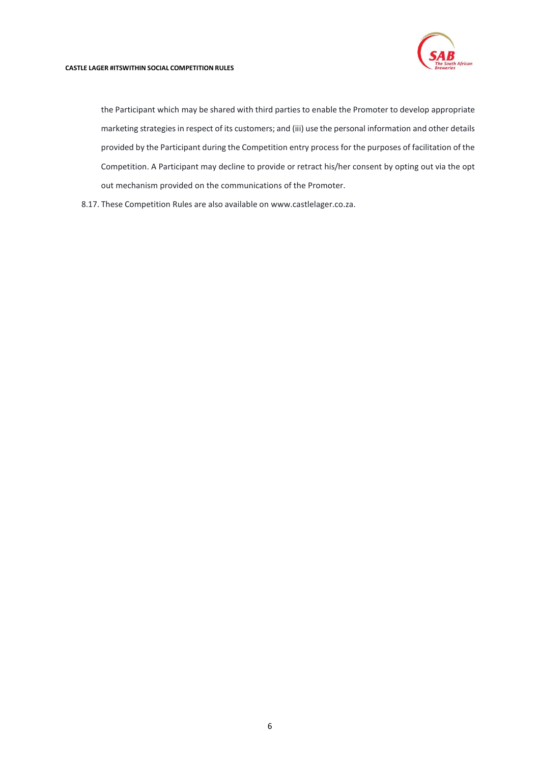the Participant which may be shared with third parties to enable the Promoter to develop appropriate marketing strategies in respect of its customers; and (iii) use the personal information and other details provided by the Participant during the Competition entry process for the purposes of facilitation of the Competition. A Participant may decline to provide or retract his/her consent by opting out via the opt out mechanism provided on the communications of the Promoter.

8.17. These Competition Rules are also available on www.castlelager.co.za.